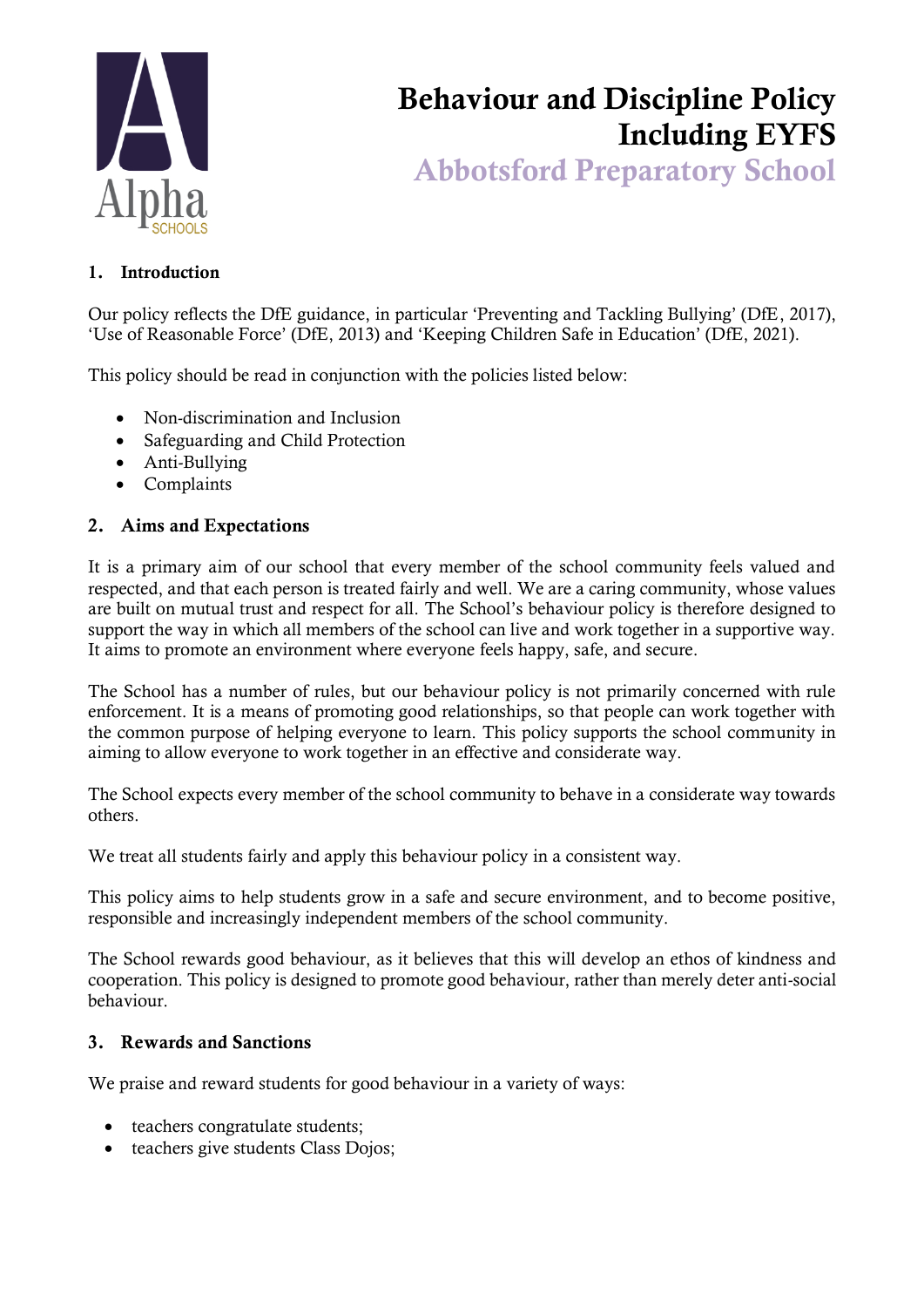# Behaviour and Discipline Policy Including EYFS

## Abbotsford Preparatory School

### 1. Introduction

Our policy reflects the DfE guidance, in particular 'Preventing and Tackling Bullying' (DfE, 2017), 'Use of Reasonable Force' (DfE, 2013) and 'Keeping Children Safe in Education' (DfE, 2021).

This policy should be read in conjunction with the policies listed below:

- Non-discrimination and Inclusion
- Safeguarding and Child Protection
- Anti-Bullying
- Complaints

### 2. Aims and Expectations

It is a primary aim of our school that every member of the school community feels valued and respected, and that each person is treated fairly and well. We are a caring community, whose values are built on mutual trust and respect for all. The School's behaviour policy is therefore designed to support the way in which all members of the school can live and work together in a supportive way. It aims to promote an environment where everyone feels happy, safe, and secure.

The School has a number of rules, but our behaviour policy is not primarily concerned with rule enforcement. It is a means of promoting good relationships, so that people can work together with the common purpose of helping everyone to learn. This policy supports the school community in aiming to allow everyone to work together in an effective and considerate way.

The School expects every member of the school community to behave in a considerate way towards others.

We treat all students fairly and apply this behaviour policy in a consistent way.

This policy aims to help students grow in a safe and secure environment, and to become positive, responsible and increasingly independent members of the school community.

The School rewards good behaviour, as it believes that this will develop an ethos of kindness and cooperation. This policy is designed to promote good behaviour, rather than merely deter anti-social behaviour.

### 3. Rewards and Sanctions

We praise and reward students for good behaviour in a variety of ways:

- teachers congratulate students;
- teachers give students Class Dojos;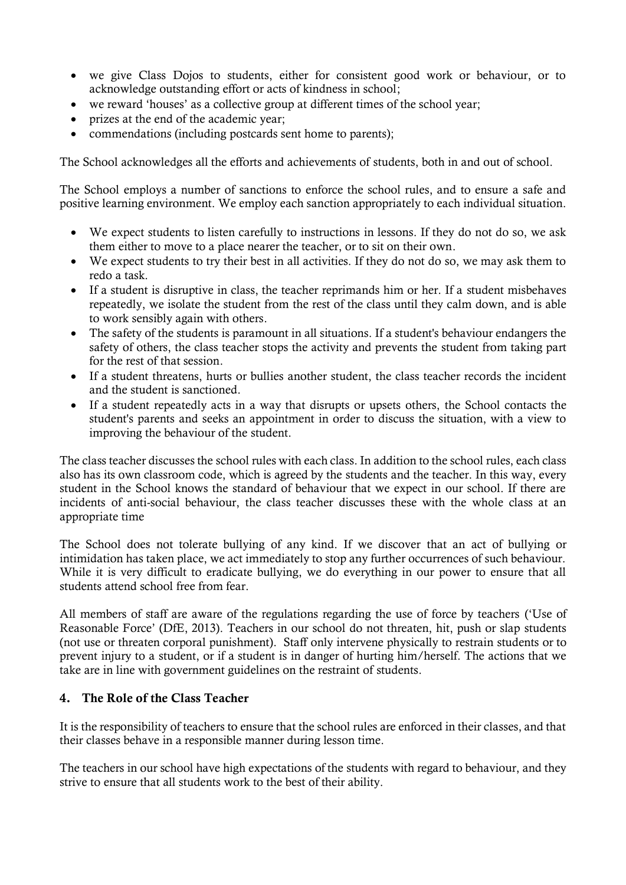- we give Class Dojos to students, either for consistent good work or behaviour, or to acknowledge outstanding effort or acts of kindness in school;
- we reward 'houses' as a collective group at different times of the school year;
- prizes at the end of the academic year;
- commendations (including postcards sent home to parents);

The School acknowledges all the efforts and achievements of students, both in and out of school.

The School employs a number of sanctions to enforce the school rules, and to ensure a safe and positive learning environment. We employ each sanction appropriately to each individual situation.

- We expect students to listen carefully to instructions in lessons. If they do not do so, we ask them either to move to a place nearer the teacher, or to sit on their own.
- We expect students to try their best in all activities. If they do not do so, we may ask them to redo a task.
- If a student is disruptive in class, the teacher reprimands him or her. If a student misbehaves repeatedly, we isolate the student from the rest of the class until they calm down, and is able to work sensibly again with others.
- The safety of the students is paramount in all situations. If a student's behaviour endangers the safety of others, the class teacher stops the activity and prevents the student from taking part for the rest of that session.
- If a student threatens, hurts or bullies another student, the class teacher records the incident and the student is sanctioned.
- If a student repeatedly acts in a way that disrupts or upsets others, the School contacts the student's parents and seeks an appointment in order to discuss the situation, with a view to improving the behaviour of the student.

The class teacher discusses the school rules with each class. In addition to the school rules, each class also has its own classroom code, which is agreed by the students and the teacher. In this way, every student in the School knows the standard of behaviour that we expect in our school. If there are incidents of anti-social behaviour, the class teacher discusses these with the whole class at an appropriate time

The School does not tolerate bullying of any kind. If we discover that an act of bullying or intimidation has taken place, we act immediately to stop any further occurrences of such behaviour. While it is very difficult to eradicate bullying, we do everything in our power to ensure that all students attend school free from fear.

All members of staff are aware of the regulations regarding the use of force by teachers ('Use of Reasonable Force' (DfE, 2013). Teachers in our school do not threaten, hit, push or slap students (not use or threaten corporal punishment). Staff only intervene physically to restrain students or to prevent injury to a student, or if a student is in danger of hurting him/herself. The actions that we take are in line with government guidelines on the restraint of students.

## 4. The Role of the Class Teacher

It is the responsibility of teachers to ensure that the school rules are enforced in their classes, and that their classes behave in a responsible manner during lesson time.

The teachers in our school have high expectations of the students with regard to behaviour, and they strive to ensure that all students work to the best of their ability.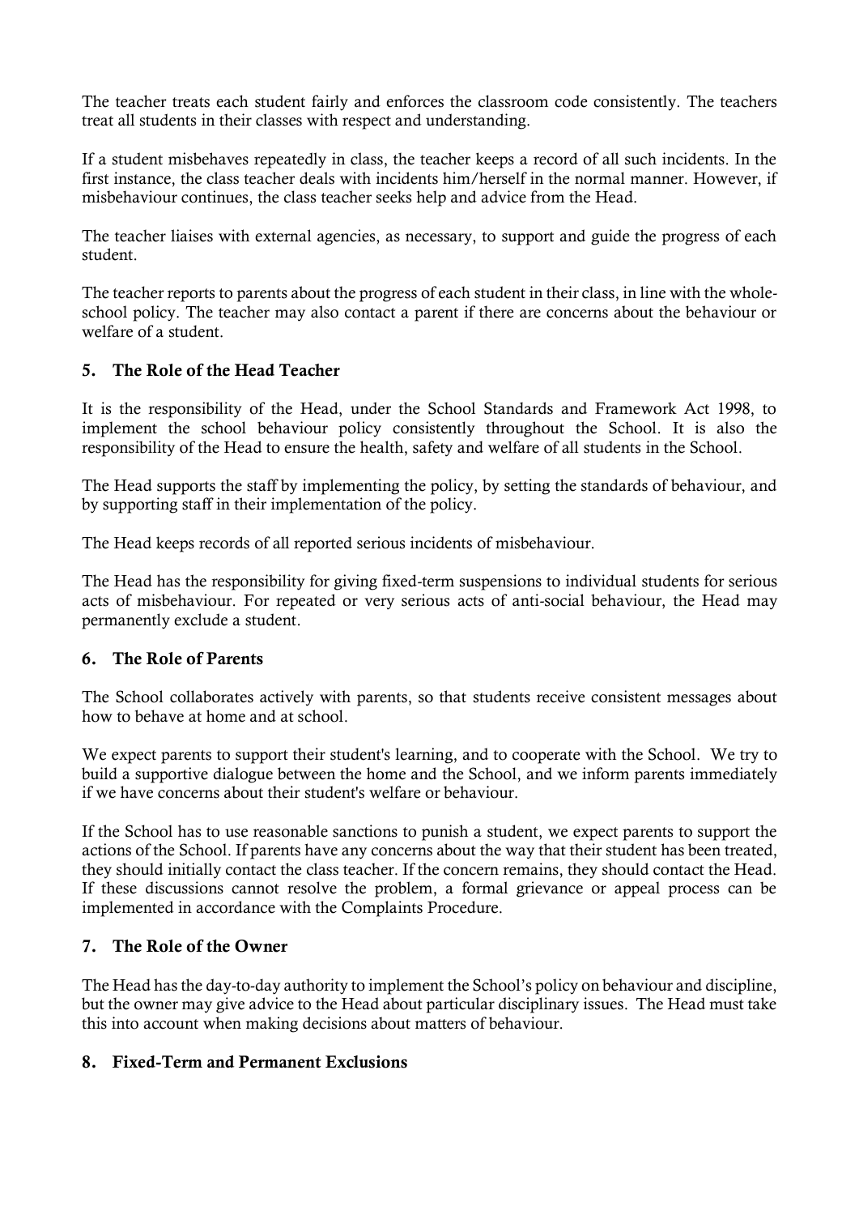The teacher treats each student fairly and enforces the classroom code consistently. The teachers treat all students in their classes with respect and understanding.

If a student misbehaves repeatedly in class, the teacher keeps a record of all such incidents. In the first instance, the class teacher deals with incidents him/herself in the normal manner. However, if misbehaviour continues, the class teacher seeks help and advice from the Head.

The teacher liaises with external agencies, as necessary, to support and guide the progress of each student.

The teacher reports to parents about the progress of each student in their class, in line with the whole-school policy. The teacher may also contact a parent if there are concerns about the behaviour or welfare of a student.

## 5. The Role of the Head Teacher

It is the responsibility of the Head, under the School Standards and Framework Act 1998, to implement the school behaviour policy consistently throughout the School. It is also the responsibility of the Head to ensure the health, safety and welfare of all students in the School.

The Head supports the staff by implementing the policy, by setting the standards of behaviour, and by supporting staff in their implementation of the policy.

The Head keeps records of all reported serious incidents of misbehaviour.

The Head has the responsibility for giving fixed-term suspensions to individual students for serious acts of misbehaviour. For repeated or very serious acts of anti-social behaviour, the Head may permanently exclude a student.

## 6. The Role of Parents

The School collaborates actively with parents, so that students receive consistent messages about how to behave at home and at school.

We expect parents to support their student's learning, and to cooperate with the School. We try to build a supportive dialogue between the home and the School, and we inform parents immediately if we have concerns about their student's welfare or behaviour.

If the School has to use reasonable sanctions to punish a student, we expect parents to support the actions of the School. If parents have any concerns about the way that their student has been treated, they should initially contact the class teacher. If the concern remains, they should contact the Head. If these discussions cannot resolve the problem, a formal grievance or appeal process can be implemented in accordance with the Complaints Procedure.

## 7. The Role of the Owner

The Head has the day-to-day authority to implement the School's policy on behaviour and discipline, but the owner may give advice to the Head about particular disciplinary issues. The Head must take this into account when making decisions about matters of behaviour.

## 8. Fixed-Term and Permanent Exclusions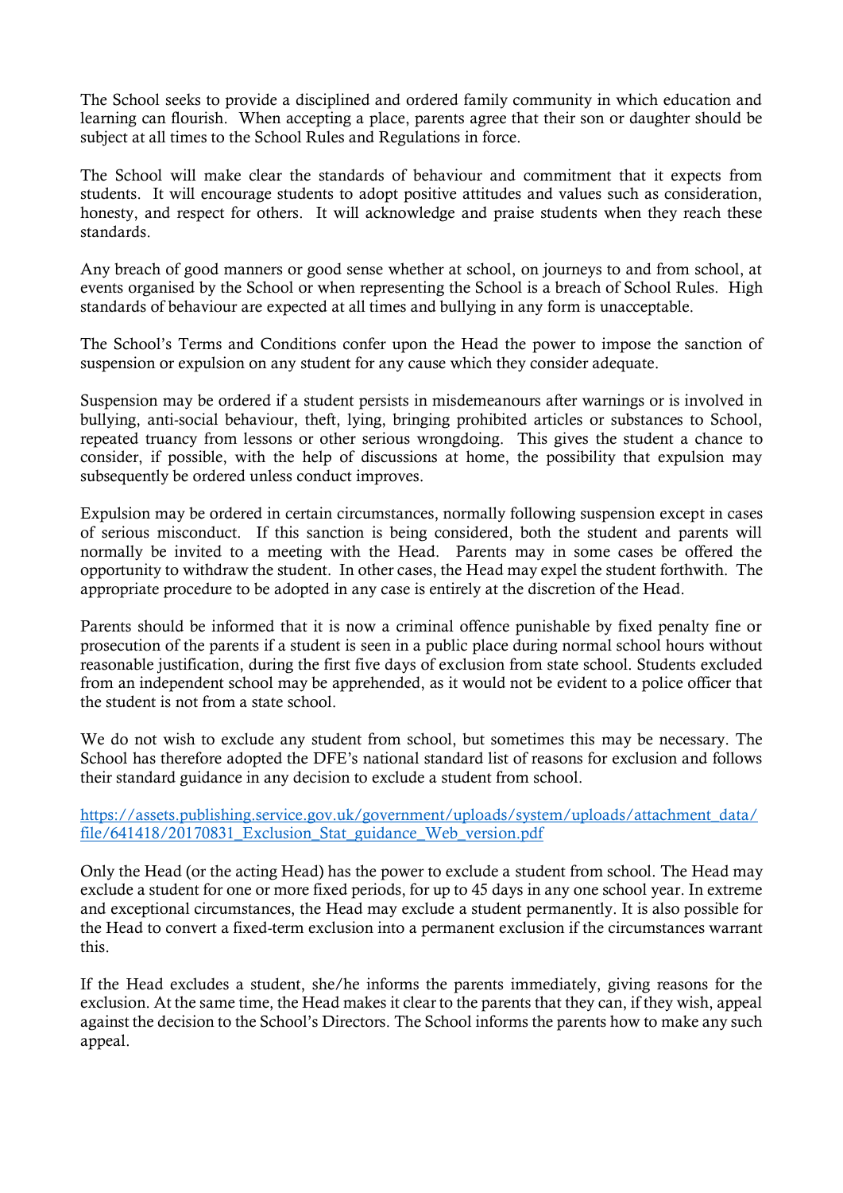The School seeks to provide a disciplined and ordered family community in which education and learning can flourish. When accepting a place, parents agree that their son or daughter should be subject at all times to the School Rules and Regulations in force.

The School will make clear the standards of behaviour and commitment that it expects from students. It will encourage students to adopt positive attitudes and values such as consideration, honesty, and respect for others. It will acknowledge and praise students when they reach these standards.

Any breach of good manners or good sense whether at school, on journeys to and from school, at events organised by the School or when representing the School is a breach of School Rules. High standards of behaviour are expected at all times and bullying in any form is unacceptable.

The School's Terms and Conditions confer upon the Head the power to impose the sanction of suspension or expulsion on any student for any cause which they consider adequate.

Suspension may be ordered if a student persists in misdemeanours after warnings or is involved in bullying, anti-social behaviour, theft, lying, bringing prohibited articles or substances to School, repeated truancy from lessons or other serious wrongdoing. This gives the student a chance to consider, if possible, with the help of discussions at home, the possibility that expulsion may subsequently be ordered unless conduct improves.

Expulsion may be ordered in certain circumstances, normally following suspension except in cases of serious misconduct. If this sanction is being considered, both the student and parents will normally be invited to a meeting with the Head. Parents may in some cases be offered the opportunity to withdraw the student. In other cases, the Head may expel the student forthwith. The appropriate procedure to be adopted in any case is entirely at the discretion of the Head.

Parents should be informed that it is now a criminal offence punishable by fixed penalty fine or prosecution of the parents if a student is seen in a public place during normal school hours without reasonable justification, during the first five days of exclusion from state school. Students excluded from an independent school may be apprehended, as it would not be evident to a police officer that the student is not from a state school.

We do not wish to exclude any student from school, but sometimes this may be necessary. The School has therefore adopted the DFE's national standard list of reasons for exclusion and follows their standard guidance in any decision to exclude a student from school.

[https://assets.publishing.service.gov.uk/government/uploads/system/uploads/attachment_data/file/641418/20170831_Exclusion_Stat_guidance_Web_version.pdf](https://assets.publishing.service.gov.uk/government/uploads/system/uploads/attachment_data/file/641418/20170831_Exclusion_Stat_guidance_Web_version.pdf)

Only the Head (or the acting Head) has the power to exclude a student from school. The Head may exclude a student for one or more fixed periods, for up to 45 days in any one school year. In extreme and exceptional circumstances, the Head may exclude a student permanently. It is also possible for the Head to convert a fixed-term exclusion into a permanent exclusion if the circumstances warrant this.

If the Head excludes a student, she/he informs the parents immediately, giving reasons for the exclusion. At the same time, the Head makes it clear to the parents that they can, if they wish, appeal against the decision to the School's Directors. The School informs the parents how to make any such appeal.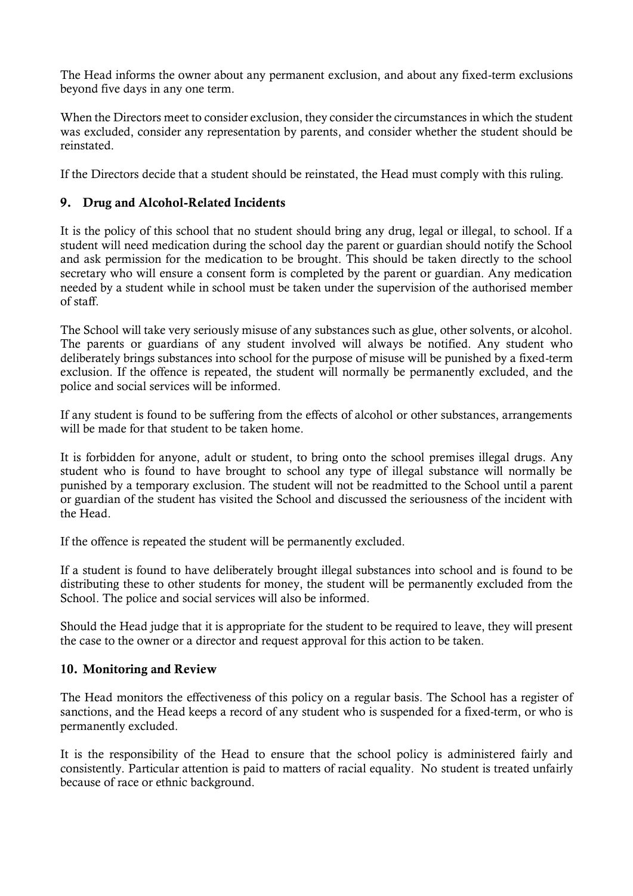The Head informs the owner about any permanent exclusion, and about any fixed-term exclusions beyond five days in any one term.

When the Directors meet to consider exclusion, they consider the circumstances in which the student was excluded, consider any representation by parents, and consider whether the student should be reinstated.

If the Directors decide that a student should be reinstated, the Head must comply with this ruling.

## 9. Drug and Alcohol-Related Incidents

It is the policy of this school that no student should bring any drug, legal or illegal, to school. If a student will need medication during the school day the parent or guardian should notify the School and ask permission for the medication to be brought. This should be taken directly to the school secretary who will ensure a consent form is completed by the parent or guardian. Any medication needed by a student while in school must be taken under the supervision of the authorised member of staff.

The School will take very seriously misuse of any substances such as glue, other solvents, or alcohol. The parents or guardians of any student involved will always be notified. Any student who deliberately brings substances into school for the purpose of misuse will be punished by a fixed-term exclusion. If the offence is repeated, the student will normally be permanently excluded, and the police and social services will be informed.

If any student is found to be suffering from the effects of alcohol or other substances, arrangements will be made for that student to be taken home.

It is forbidden for anyone, adult or student, to bring onto the school premises illegal drugs. Any student who is found to have brought to school any type of illegal substance will normally be punished by a temporary exclusion. The student will not be readmitted to the School until a parent or guardian of the student has visited the School and discussed the seriousness of the incident with the Head.

If the offence is repeated the student will be permanently excluded.

If a student is found to have deliberately brought illegal substances into school and is found to be distributing these to other students for money, the student will be permanently excluded from the School. The police and social services will also be informed.

Should the Head judge that it is appropriate for the student to be required to leave, they will present the case to the owner or a director and request approval for this action to be taken.

## 10. Monitoring and Review

The Head monitors the effectiveness of this policy on a regular basis. The School has a register of sanctions, and the Head keeps a record of any student who is suspended for a fixed-term, or who is permanently excluded.

It is the responsibility of the Head to ensure that the school policy is administered fairly and consistently. Particular attention is paid to matters of racial equality. No student is treated unfairly because of race or ethnic background.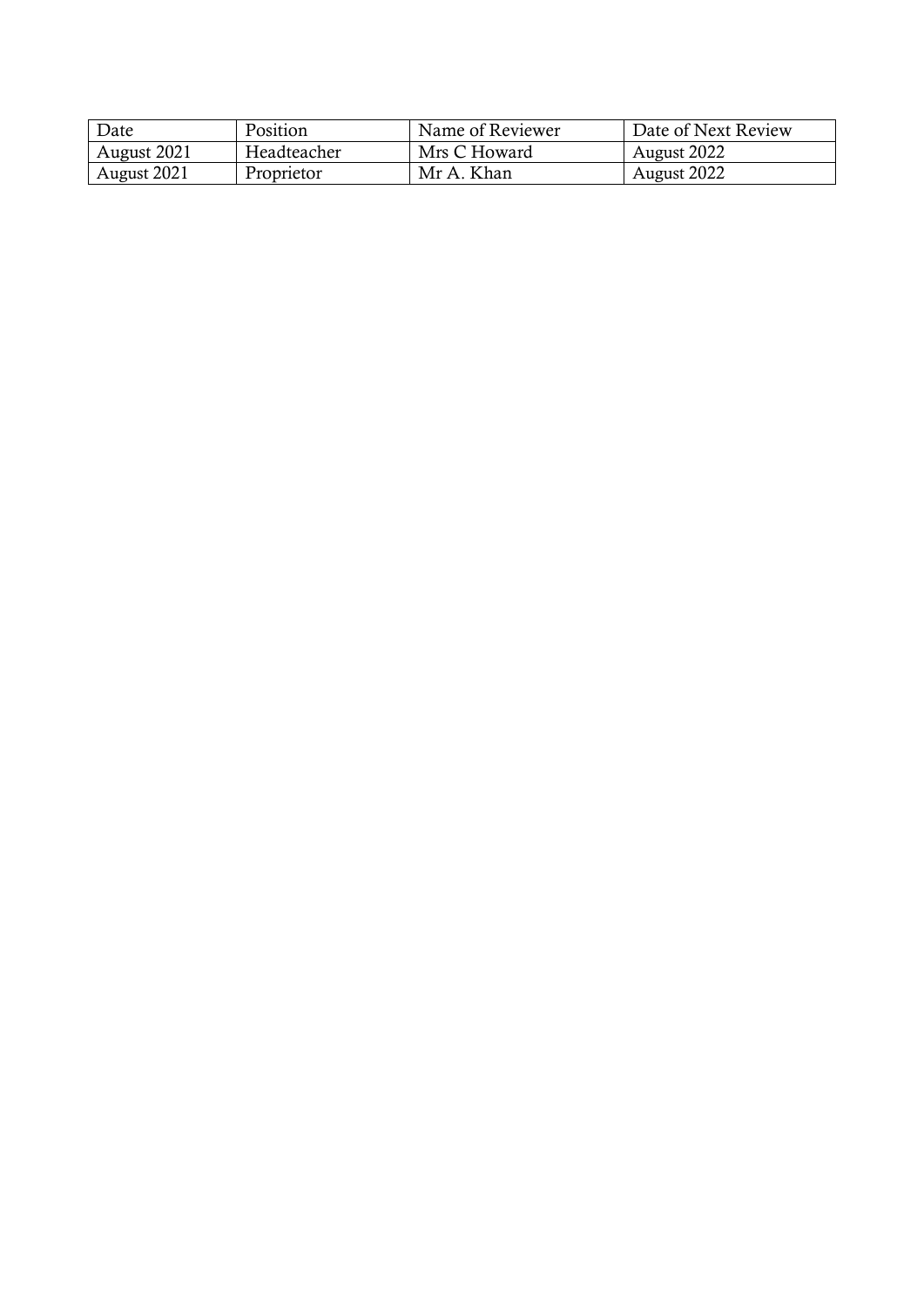| Date | Position | Name of Reviewer | Date of Next Review |
| --- | --- | --- | --- |
| August 2021 | Headteacher | Mrs C Howard | August 2022 |
| August 2021 | Proprietor | Mr A. Khan | August 2022 |